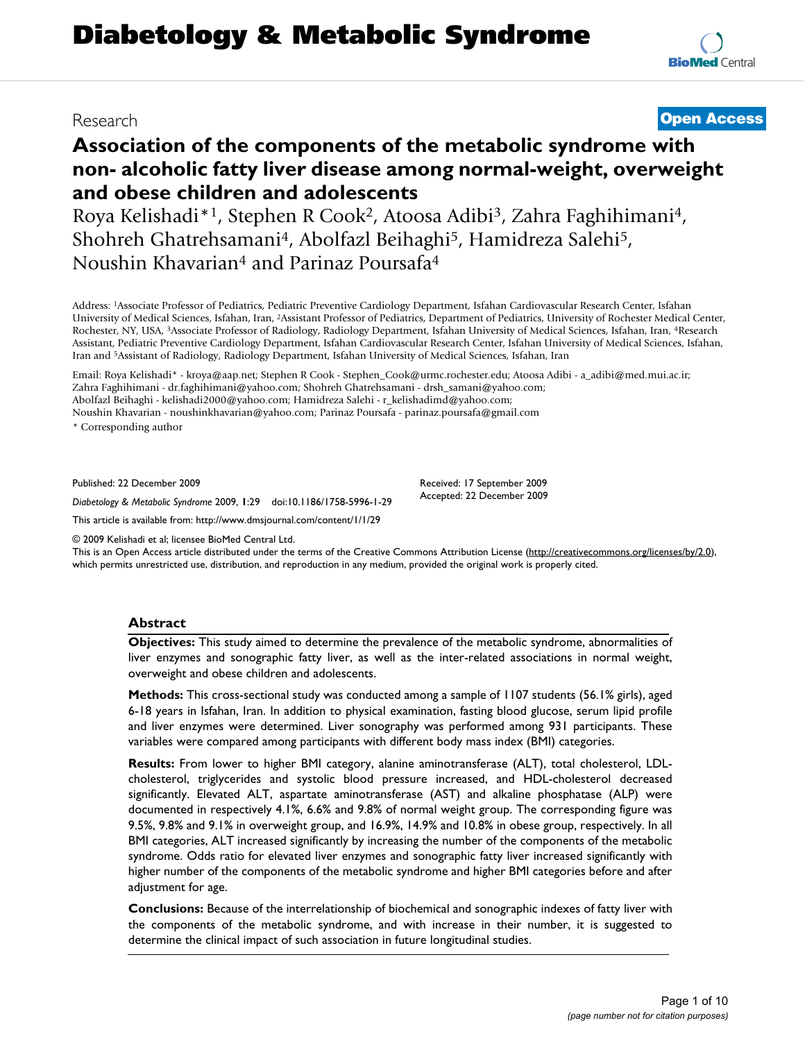# Diabetology & Metabolic Syndrome

Research

**Open Access**

## Association of the components of the metabolic syndrome with non- alcoholic fatty liver disease among normal-weight, overweight and obese children and adolescents

Roya Kelishadi*[1], Stephen R Cook[2], Atoosa Adibi[3], Zahra Faghihimani[4], Shohreh Ghatrehsamani[4], Abolfazl Beihaghi[5], Hamidreza Salehi[5], Noushin Khavarian[4] and Parinaz Poursafa[4]

Address: [1]Associate Professor of Pediatrics, Pediatric Preventive Cardiology Department, Isfahan Cardiovascular Research Center, Isfahan University of Medical Sciences, Isfahan, Iran, [2]Assistant Professor of Pediatrics, Department of Pediatrics, University of Rochester Medical Center, Rochester, NY, USA, [3]Associate Professor of Radiology, Radiology Department, Isfahan University of Medical Sciences, Isfahan, Iran, [4]Research Assistant, Pediatric Preventive Cardiology Department, Isfahan Cardiovascular Research Center, Isfahan University of Medical Sciences, Isfahan, Iran and [5]Assistant of Radiology, Radiology Department, Isfahan University of Medical Sciences, Isfahan, Iran

Email: Roya Kelishadi* - kroya@aap.net; Stephen R Cook - Stephen_Cook@urmc.rochester.edu; Atoosa Adibi - a_adibi@med.mui.ac.ir; Zahra Faghihimani - dr.faghihimani@yahoo.com; Shohreh Ghatrehsamani - drsh_samani@yahoo.com; Abolfazl Beihaghi - kelishadi2000@yahoo.com; Hamidreza Salehi - r_kelishadimd@yahoo.com; Noushin Khavarian - noushinkhavarian@yahoo.com; Parinaz Poursafa - parinaz.poursafa@gmail.com

\* Corresponding author

Published: 22 December 2009

*Diabetology & Metabolic Syndrome* 2009, **1**:29 doi:10.1186/1758-5996-1-29

Received: 17 September 2009
Accepted: 22 December 2009

This article is available from: http://www.dmsjournal.com/content/1/1/29

© 2009 Kelishadi et al; licensee BioMed Central Ltd.
This is an Open Access article distributed under the terms of the Creative Commons Attribution License (http://creativecommons.org/licenses/by/2.0), which permits unrestricted use, distribution, and reproduction in any medium, provided the original work is properly cited.

### Abstract

**Objectives:** This study aimed to determine the prevalence of the metabolic syndrome, abnormalities of liver enzymes and sonographic fatty liver, as well as the inter-related associations in normal weight, overweight and obese children and adolescents.

**Methods:** This cross-sectional study was conducted among a sample of 1107 students (56.1% girls), aged 6-18 years in Isfahan, Iran. In addition to physical examination, fasting blood glucose, serum lipid profile and liver enzymes were determined. Liver sonography was performed among 931 participants. These variables were compared among participants with different body mass index (BMI) categories.

**Results:** From lower to higher BMI category, alanine aminotransferase (ALT), total cholesterol, LDL-cholesterol, triglycerides and systolic blood pressure increased, and HDL-cholesterol decreased significantly. Elevated ALT, aspartate aminotransferase (AST) and alkaline phosphatase (ALP) were documented in respectively 4.1%, 6.6% and 9.8% of normal weight group. The corresponding figure was 9.5%, 9.8% and 9.1% in overweight group, and 16.9%, 14.9% and 10.8% in obese group, respectively. In all BMI categories, ALT increased significantly by increasing the number of the components of the metabolic syndrome. Odds ratio for elevated liver enzymes and sonographic fatty liver increased significantly with higher number of the components of the metabolic syndrome and higher BMI categories before and after adjustment for age.

**Conclusions:** Because of the interrelationship of biochemical and sonographic indexes of fatty liver with the components of the metabolic syndrome, and with increase in their number, it is suggested to determine the clinical impact of such association in future longitudinal studies.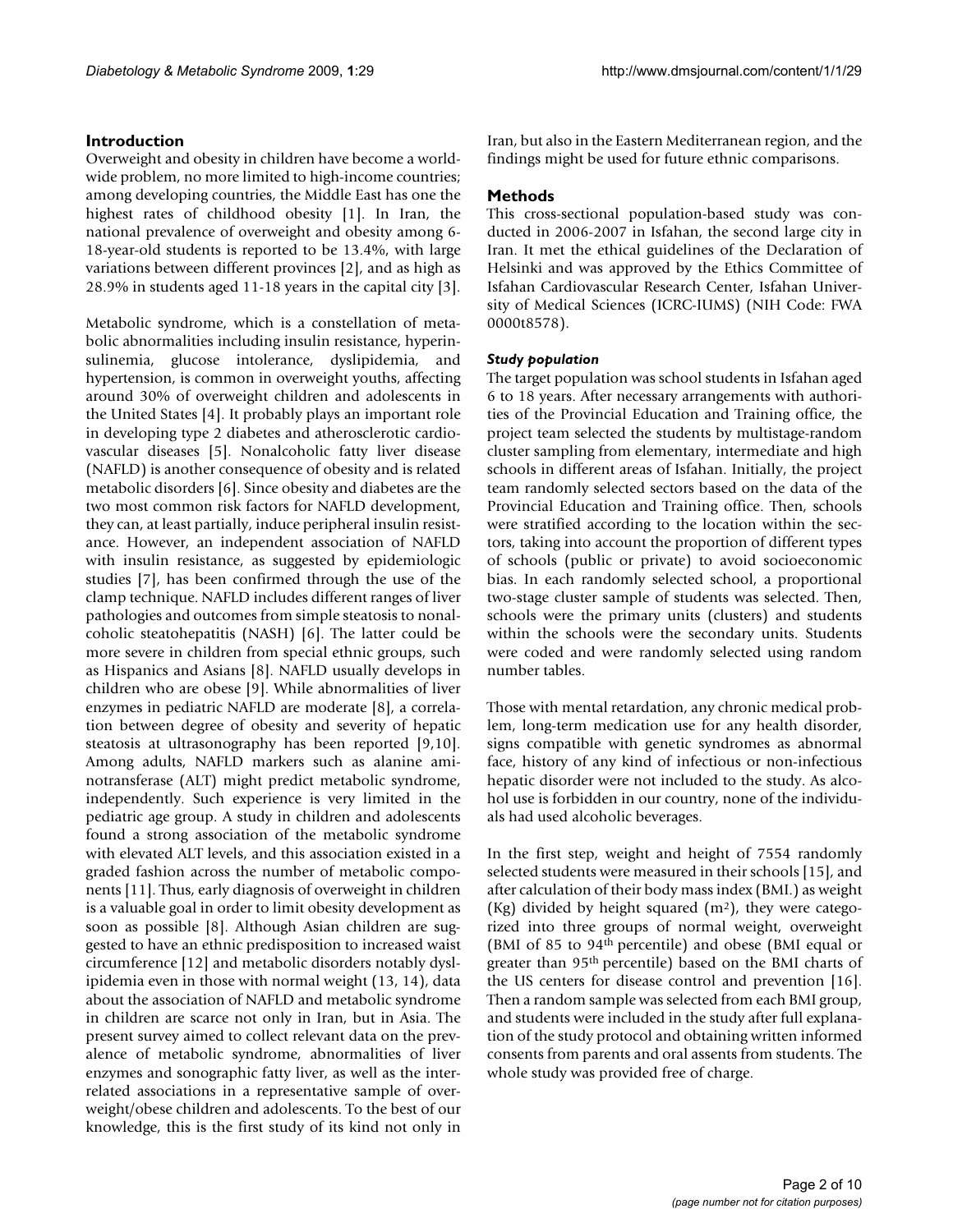## Introduction

Overweight and obesity in children have become a worldwide problem, no more limited to high-income countries; among developing countries, the Middle East has one the highest rates of childhood obesity [1]. In Iran, the national prevalence of overweight and obesity among 6-18-year-old students is reported to be 13.4%, with large variations between different provinces [2], and as high as 28.9% in students aged 11-18 years in the capital city [3].

Metabolic syndrome, which is a constellation of metabolic abnormalities including insulin resistance, hyperinsulinemia, glucose intolerance, dyslipidemia, and hypertension, is common in overweight youths, affecting around 30% of overweight children and adolescents in the United States [4]. It probably plays an important role in developing type 2 diabetes and atherosclerotic cardiovascular diseases [5]. Nonalcoholic fatty liver disease (NAFLD) is another consequence of obesity and is related metabolic disorders [6]. Since obesity and diabetes are the two most common risk factors for NAFLD development, they can, at least partially, induce peripheral insulin resistance. However, an independent association of NAFLD with insulin resistance, as suggested by epidemiologic studies [7], has been confirmed through the use of the clamp technique. NAFLD includes different ranges of liver pathologies and outcomes from simple steatosis to nonalcoholic steatohepatitis (NASH) [6]. The latter could be more severe in children from special ethnic groups, such as Hispanics and Asians [8]. NAFLD usually develops in children who are obese [9]. While abnormalities of liver enzymes in pediatric NAFLD are moderate [8], a correlation between degree of obesity and severity of hepatic steatosis at ultrasonography has been reported [9,10]. Among adults, NAFLD markers such as alanine aminotransferase (ALT) might predict metabolic syndrome, independently. Such experience is very limited in the pediatric age group. A study in children and adolescents found a strong association of the metabolic syndrome with elevated ALT levels, and this association existed in a graded fashion across the number of metabolic components [11]. Thus, early diagnosis of overweight in children is a valuable goal in order to limit obesity development as soon as possible [8]. Although Asian children are suggested to have an ethnic predisposition to increased waist circumference [12] and metabolic disorders notably dyslipidemia even in those with normal weight (13, 14), data about the association of NAFLD and metabolic syndrome in children are scarce not only in Iran, but in Asia. The present survey aimed to collect relevant data on the prevalence of metabolic syndrome, abnormalities of liver enzymes and sonographic fatty liver, as well as the interrelated associations in a representative sample of overweight/obese children and adolescents. To the best of our knowledge, this is the first study of its kind not only in Iran, but also in the Eastern Mediterranean region, and the findings might be used for future ethnic comparisons.

## Methods

This cross-sectional population-based study was conducted in 2006-2007 in Isfahan, the second large city in Iran. It met the ethical guidelines of the Declaration of Helsinki and was approved by the Ethics Committee of Isfahan Cardiovascular Research Center, Isfahan University of Medical Sciences (ICRC-IUMS) (NIH Code: FWA 0000t8578).

### *Study population*

The target population was school students in Isfahan aged 6 to 18 years. After necessary arrangements with authorities of the Provincial Education and Training office, the project team selected the students by multistage-random cluster sampling from elementary, intermediate and high schools in different areas of Isfahan. Initially, the project team randomly selected sectors based on the data of the Provincial Education and Training office. Then, schools were stratified according to the location within the sectors, taking into account the proportion of different types of schools (public or private) to avoid socioeconomic bias. In each randomly selected school, a proportional two-stage cluster sample of students was selected. Then, schools were the primary units (clusters) and students within the schools were the secondary units. Students were coded and were randomly selected using random number tables.

Those with mental retardation, any chronic medical problem, long-term medication use for any health disorder, signs compatible with genetic syndromes as abnormal face, history of any kind of infectious or non-infectious hepatic disorder were not included to the study. As alcohol use is forbidden in our country, none of the individuals had used alcoholic beverages.

In the first step, weight and height of 7554 randomly selected students were measured in their schools [15], and after calculation of their body mass index (BMI.) as weight (Kg) divided by height squared ($m^2$), they were categorized into three groups of normal weight, overweight (BMI of 85 to 94th percentile) and obese (BMI equal or greater than 95th percentile) based on the BMI charts of the US centers for disease control and prevention [16]. Then a random sample was selected from each BMI group, and students were included in the study after full explanation of the study protocol and obtaining written informed consents from parents and oral assents from students. The whole study was provided free of charge.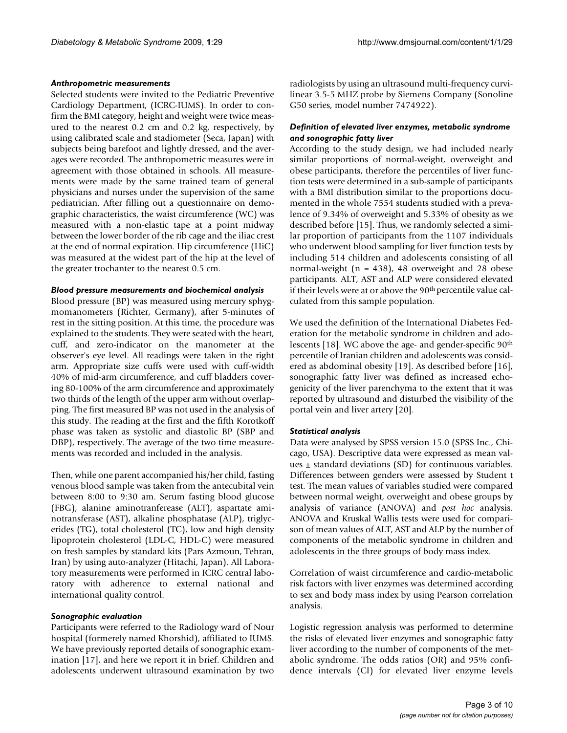### *Anthropometric measurements*

Selected students were invited to the Pediatric Preventive Cardiology Department, (ICRC-IUMS). In order to confirm the BMI category, height and weight were twice measured to the nearest 0.2 cm and 0.2 kg, respectively, by using calibrated scale and stadiometer (Seca, Japan) with subjects being barefoot and lightly dressed, and the averages were recorded. The anthropometric measures were in agreement with those obtained in schools. All measurements were made by the same trained team of general physicians and nurses under the supervision of the same pediatrician. After filling out a questionnaire on demographic characteristics, the waist circumference (WC) was measured with a non-elastic tape at a point midway between the lower border of the rib cage and the iliac crest at the end of normal expiration. Hip circumference (HiC) was measured at the widest part of the hip at the level of the greater trochanter to the nearest 0.5 cm.

### *Blood pressure measurements and biochemical analysis*

Blood pressure (BP) was measured using mercury sphygmomanometers (Richter, Germany), after 5-minutes of rest in the sitting position. At this time, the procedure was explained to the students. They were seated with the heart, cuff, and zero-indicator on the manometer at the observer's eye level. All readings were taken in the right arm. Appropriate size cuffs were used with cuff-width 40% of mid-arm circumference, and cuff bladders covering 80-100% of the arm circumference and approximately two thirds of the length of the upper arm without overlapping. The first measured BP was not used in the analysis of this study. The reading at the first and the fifth Korotkoff phase was taken as systolic and diastolic BP (SBP and DBP), respectively. The average of the two time measurements was recorded and included in the analysis.

Then, while one parent accompanied his/her child, fasting venous blood sample was taken from the antecubital vein between 8:00 to 9:30 am. Serum fasting blood glucose (FBG), alanine aminotranferease (ALT), aspartate aminotransferase (AST), alkaline phosphatase (ALP), triglycerides (TG), total cholesterol (TC), low and high density lipoprotein cholesterol (LDL-C, HDL-C) were measured on fresh samples by standard kits (Pars Azmoun, Tehran, Iran) by using auto-analyzer (Hitachi, Japan). All Laboratory measurements were performed in ICRC central laboratory with adherence to external national and international quality control.

### *Sonographic evaluation*

Participants were referred to the Radiology ward of Nour hospital (formerely named Khorshid), affiliated to IUMS. We have previously reported details of sonographic examination [17], and here we report it in brief. Children and adolescents underwent ultrasound examination by two radiologists by using an ultrasound multi-frequency curvilinear 3.5-5 MHZ probe by Siemens Company (Sonoline G50 series, model number 7474922).

### *Definition of elevated liver enzymes, metabolic syndrome and sonographic fatty liver*

According to the study design, we had included nearly similar proportions of normal-weight, overweight and obese participants, therefore the percentiles of liver function tests were determined in a sub-sample of participants with a BMI distribution similar to the proportions documented in the whole 7554 students studied with a prevalence of 9.34% of overweight and 5.33% of obesity as we described before [15]. Thus, we randomly selected a similar proportion of participants from the 1107 individuals who underwent blood sampling for liver function tests by including 514 children and adolescents consisting of all normal-weight (n = 438), 48 overweight and 28 obese participants. ALT, AST and ALP were considered elevated if their levels were at or above the 90$^{th}$ percentile value calculated from this sample population.

We used the definition of the International Diabetes Federation for the metabolic syndrome in children and adolescents [18]. WC above the age- and gender-specific 90$^{th}$ percentile of Iranian children and adolescents was considered as abdominal obesity [19]. As described before [16], sonographic fatty liver was defined as increased echogenicity of the liver parenchyma to the extent that it was reported by ultrasound and disturbed the visibility of the portal vein and liver artery [20].

### *Statistical analysis*

Data were analysed by SPSS version 15.0 (SPSS Inc., Chicago, USA). Descriptive data were expressed as mean values ± standard deviations (SD) for continuous variables. Differences between genders were assessed by Student t test. The mean values of variables studied were compared between normal weight, overweight and obese groups by analysis of variance (ANOVA) and *post hoc* analysis. ANOVA and Kruskal Wallis tests were used for comparison of mean values of ALT, AST and ALP by the number of components of the metabolic syndrome in children and adolescents in the three groups of body mass index.

Correlation of waist circumference and cardio-metabolic risk factors with liver enzymes was determined according to sex and body mass index by using Pearson correlation analysis.

Logistic regression analysis was performed to determine the risks of elevated liver enzymes and sonographic fatty liver according to the number of components of the metabolic syndrome. The odds ratios (OR) and 95% confidence intervals (CI) for elevated liver enzyme levels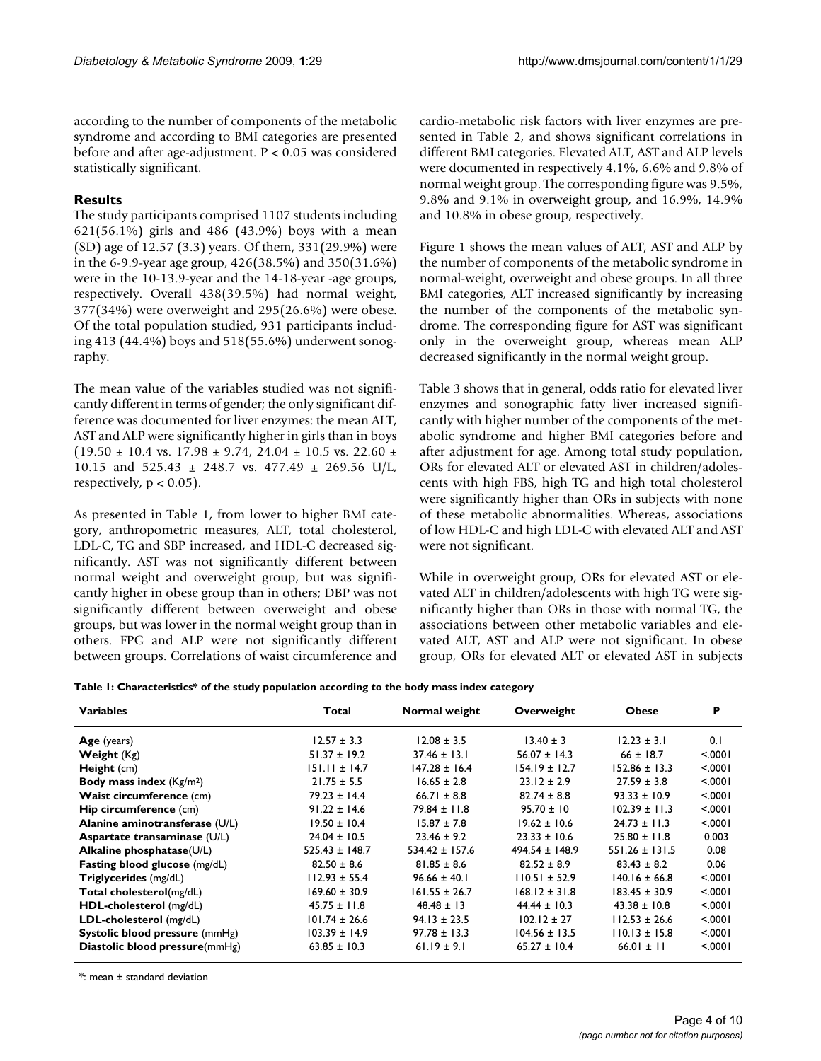according to the number of components of the metabolic syndrome and according to BMI categories are presented before and after age-adjustment. $P < 0.05$ was considered statistically significant.

## Results

The study participants comprised 1107 students including 621(56.1%) girls and 486 (43.9%) boys with a mean (SD) age of 12.57 (3.3) years. Of them, 331(29.9%) were in the 6-9.9-year age group, 426(38.5%) and 350(31.6%) were in the 10-13.9-year and the 14-18-year -age groups, respectively. Overall 438(39.5%) had normal weight, 377(34%) were overweight and 295(26.6%) were obese. Of the total population studied, 931 participants including 413 (44.4%) boys and 518(55.6%) underwent sonography.

The mean value of the variables studied was not significantly different in terms of gender; the only significant difference was documented for liver enzymes: the mean ALT, AST and ALP were significantly higher in girls than in boys (19.50 ± 10.4 vs. 17.98 ± 9.74, 24.04 ± 10.5 vs. 22.60 ± 10.15 and 525.43 ± 248.7 vs. 477.49 ± 269.56 U/L, respectively, $p < 0.05$).

As presented in Table 1, from lower to higher BMI category, anthropometric measures, ALT, total cholesterol, LDL-C, TG and SBP increased, and HDL-C decreased significantly. AST was not significantly different between normal weight and overweight group, but was significantly higher in obese group than in others; DBP was not significantly different between overweight and obese groups, but was lower in the normal weight group than in others. FPG and ALP were not significantly different between groups. Correlations of waist circumference and cardio-metabolic risk factors with liver enzymes are presented in Table 2, and shows significant correlations in different BMI categories. Elevated ALT, AST and ALP levels were documented in respectively 4.1%, 6.6% and 9.8% of normal weight group. The corresponding figure was 9.5%, 9.8% and 9.1% in overweight group, and 16.9%, 14.9% and 10.8% in obese group, respectively.

Figure 1 shows the mean values of ALT, AST and ALP by the number of components of the metabolic syndrome in normal-weight, overweight and obese groups. In all three BMI categories, ALT increased significantly by increasing the number of the components of the metabolic syndrome. The corresponding figure for AST was significant only in the overweight group, whereas mean ALP decreased significantly in the normal weight group.

Table 3 shows that in general, odds ratio for elevated liver enzymes and sonographic fatty liver increased significantly with higher number of the components of the metabolic syndrome and higher BMI categories before and after adjustment for age. Among total study population, ORs for elevated ALT or elevated AST in children/adolescents with high FBS, high TG and high total cholesterol were significantly higher than ORs in subjects with none of these metabolic abnormalities. Whereas, associations of low HDL-C and high LDL-C with elevated ALT and AST were not significant.

While in overweight group, ORs for elevated AST or elevated ALT in children/adolescents with high TG were significantly higher than ORs in those with normal TG, the associations between other metabolic variables and elevated ALT, AST and ALP were not significant. In obese group, ORs for elevated ALT or elevated AST in subjects

**Table 1: Characteristics* of the study population according to the body mass index category**

| Variables | Total | Normal weight | Overweight | Obese | P |
|---|---|---|---|---|---|
| **Age** (years) | 12.57 ± 3.3 | 12.08 ± 3.5 | 13.40 ± 3 | 12.23 ± 3.1 | 0.1 |
| **Weight** (Kg) | 51.37 ± 19.2 | 37.46 ± 13.1 | 56.07 ± 14.3 | 66 ± 18.7 | <.0001 |
| **Height** (cm) | 151.11 ± 14.7 | 147.28 ± 16.4 | 154.19 ± 12.7 | 152.86 ± 13.3 | <.0001 |
| **Body mass index** ($Kg/m^2$) | 21.75 ± 5.5 | 16.65 ± 2.8 | 23.12 ± 2.9 | 27.59 ± 3.8 | <.0001 |
| **Waist circumference** (cm) | 79.23 ± 14.4 | 66.71 ± 8.8 | 82.74 ± 8.8 | 93.33 ± 10.9 | <.0001 |
| **Hip circumference** (cm) | 91.22 ± 14.6 | 79.84 ± 11.8 | 95.70 ± 10 | 102.39 ± 11.3 | <.0001 |
| **Alanine aminotransferase** (U/L) | 19.50 ± 10.4 | 15.87 ± 7.8 | 19.62 ± 10.6 | 24.73 ± 11.3 | <.0001 |
| **Aspartate transaminase** (U/L) | 24.04 ± 10.5 | 23.46 ± 9.2 | 23.33 ± 10.6 | 25.80 ± 11.8 | 0.003 |
| **Alkaline phosphatase**(U/L) | 525.43 ± 148.7 | 534.42 ± 157.6 | 494.54 ± 148.9 | 551.26 ± 131.5 | 0.08 |
| **Fasting blood glucose** (mg/dL) | 82.50 ± 8.6 | 81.85 ± 8.6 | 82.52 ± 8.9 | 83.43 ± 8.2 | 0.06 |
| **Triglycerides** (mg/dL) | 112.93 ± 55.4 | 96.66 ± 40.1 | 110.51 ± 52.9 | 140.16 ± 66.8 | <.0001 |
| **Total cholesterol**(mg/dL) | 169.60 ± 30.9 | 161.55 ± 26.7 | 168.12 ± 31.8 | 183.45 ± 30.9 | <.0001 |
| **HDL-cholesterol** (mg/dL) | 45.75 ± 11.8 | 48.48 ± 13 | 44.44 ± 10.3 | 43.38 ± 10.8 | <.0001 |
| **LDL-cholesterol** (mg/dL) | 101.74 ± 26.6 | 94.13 ± 23.5 | 102.12 ± 27 | 112.53 ± 26.6 | <.0001 |
| **Systolic blood pressure** (mmHg) | 103.39 ± 14.9 | 97.78 ± 13.3 | 104.56 ± 13.5 | 110.13 ± 15.8 | <.0001 |
| **Diastolic blood pressure**(mmHg) | 63.85 ± 10.3 | 61.19 ± 9.1 | 65.27 ± 10.4 | 66.01 ± 11 | <.0001 |

*: mean ± standard deviation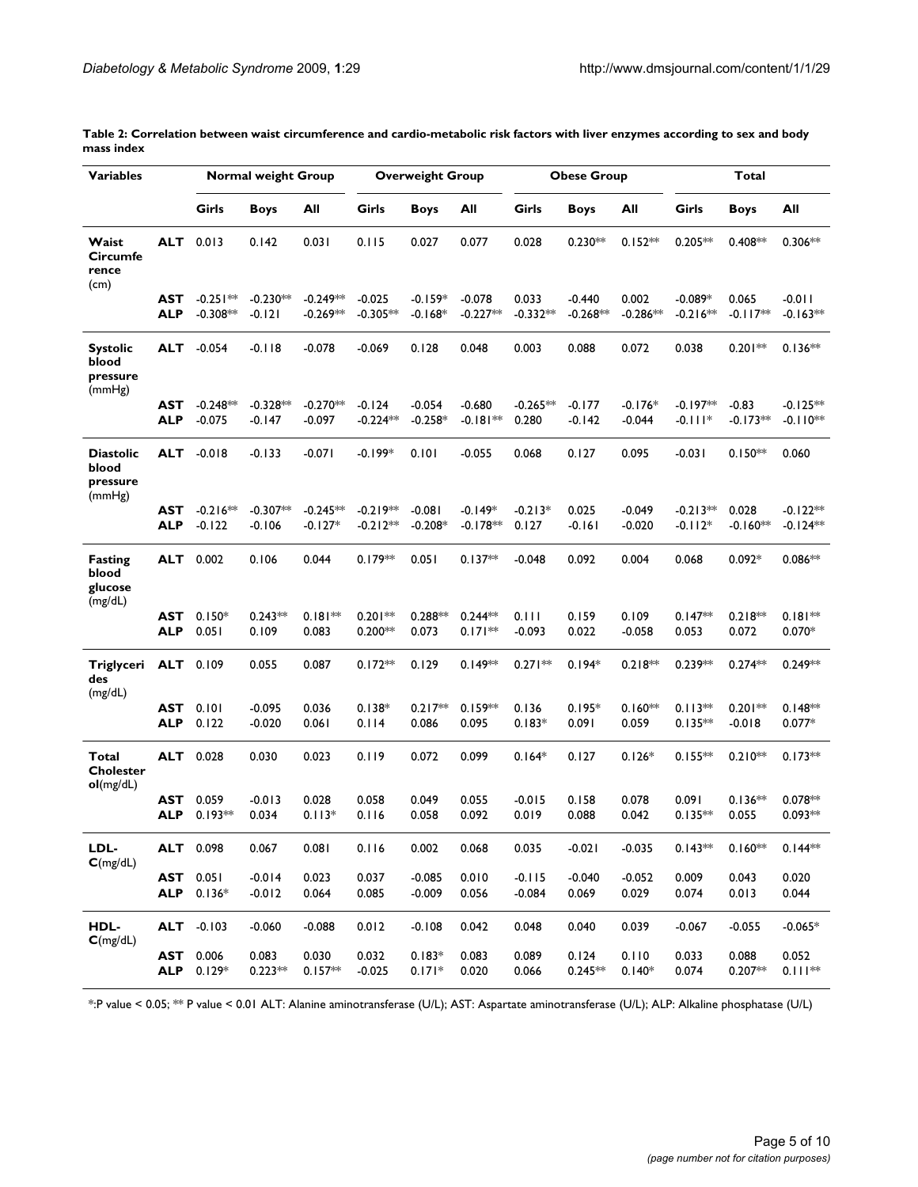**Table 2: Correlation between waist circumference and cardio-metabolic risk factors with liver enzymes according to sex and body mass index**

| Variables | | Normal weight Group | | | Overweight Group | | | Obese Group | | | Total | | |
|---|---|---|---|---|---|---|---|---|---|---|---|---|---|
| | | Girls | Boys | All | Girls | Boys | All | Girls | Boys | All | Girls | Boys | All |
| **Waist Circumference** (cm) | **ALT** | 0.013 | 0.142 | 0.031 | 0.115 | 0.027 | 0.077 | 0.028 | 0.230** | 0.152** | 0.205** | 0.408** | 0.306** |
| | **AST** | -0.251** | -0.230** | -0.249** | -0.025 | -0.159* | -0.078 | 0.033 | -0.440 | 0.002 | -0.089* | 0.065 | -0.011 |
| | **ALP** | -0.308** | -0.121 | -0.269** | -0.305** | -0.168* | -0.227** | -0.332** | -0.268** | -0.286** | -0.216** | -0.117** | -0.163** |
| **Systolic blood pressure** (mmHg) | **ALT** | -0.054 | -0.118 | -0.078 | -0.069 | 0.128 | 0.048 | 0.003 | 0.088 | 0.072 | 0.038 | 0.201** | 0.136** |
| | **AST** | -0.248** | -0.328** | -0.270** | -0.124 | -0.054 | -0.680 | -0.265** | -0.177 | -0.176* | -0.197** | -0.83 | -0.125** |
| | **ALP** | -0.075 | -0.147 | -0.097 | -0.224** | -0.258* | -0.181** | 0.280 | -0.142 | -0.044 | -0.111* | -0.173** | -0.110** |
| **Diastolic blood pressure** (mmHg) | **ALT** | -0.018 | -0.133 | -0.071 | -0.199* | 0.101 | -0.055 | 0.068 | 0.127 | 0.095 | -0.031 | 0.150** | 0.060 |
| | **AST** | -0.216** | -0.307** | -0.245** | -0.219** | -0.081 | -0.149* | -0.213* | 0.025 | -0.049 | -0.213** | 0.028 | -0.122** |
| | **ALP** | -0.122 | -0.106 | -0.127* | -0.212** | -0.208* | -0.178** | 0.127 | -0.161 | -0.020 | -0.112* | -0.160** | -0.124** |
| **Fasting blood glucose** (mg/dL) | **ALT** | 0.002 | 0.106 | 0.044 | 0.179** | 0.051 | 0.137** | -0.048 | 0.092 | 0.004 | 0.068 | 0.092* | 0.086** |
| | **AST** | 0.150* | 0.243** | 0.181** | 0.201** | 0.288** | 0.244** | 0.111 | 0.159 | 0.109 | 0.147** | 0.218** | 0.181** |
| | **ALP** | 0.051 | 0.109 | 0.083 | 0.200** | 0.073 | 0.171** | -0.093 | 0.022 | -0.058 | 0.053 | 0.072 | 0.070* |
| **Triglycerides** (mg/dL) | **ALT** | 0.109 | 0.055 | 0.087 | 0.172** | 0.129 | 0.149** | 0.271** | 0.194* | 0.218** | 0.239** | 0.274** | 0.249** |
| | **AST** | 0.101 | -0.095 | 0.036 | 0.138* | 0.217** | 0.159** | 0.136 | 0.195* | 0.160** | 0.113** | 0.201** | 0.148** |
| | **ALP** | 0.122 | -0.020 | 0.061 | 0.114 | 0.086 | 0.095 | 0.183* | 0.091 | 0.059 | 0.135** | -0.018 | 0.077* |
| **Total Cholesterol**(mg/dL) | **ALT** | 0.028 | 0.030 | 0.023 | 0.119 | 0.072 | 0.099 | 0.164* | 0.127 | 0.126* | 0.155** | 0.210** | 0.173** |
| | **AST** | 0.059 | -0.013 | 0.028 | 0.058 | 0.049 | 0.055 | -0.015 | 0.158 | 0.078 | 0.091 | 0.136** | 0.078** |
| | **ALP** | 0.193** | 0.034 | 0.113* | 0.116 | 0.058 | 0.092 | 0.019 | 0.088 | 0.042 | 0.135** | 0.055 | 0.093** |
| **LDL-C**(mg/dL) | **ALT** | 0.098 | 0.067 | 0.081 | 0.116 | 0.002 | 0.068 | 0.035 | -0.021 | -0.035 | 0.143** | 0.160** | 0.144** |
| | **AST** | 0.051 | -0.014 | 0.023 | 0.037 | -0.085 | 0.010 | -0.115 | -0.040 | -0.052 | 0.009 | 0.043 | 0.020 |
| | **ALP** | 0.136* | -0.012 | 0.064 | 0.085 | -0.009 | 0.056 | -0.084 | 0.069 | 0.029 | 0.074 | 0.013 | 0.044 |
| **HDL-C**(mg/dL) | **ALT** | -0.103 | -0.060 | -0.088 | 0.012 | -0.108 | 0.042 | 0.048 | 0.040 | 0.039 | -0.067 | -0.055 | -0.065* |
| | **AST** | 0.006 | 0.083 | 0.030 | 0.032 | 0.183* | 0.083 | 0.089 | 0.124 | 0.110 | 0.033 | 0.088 | 0.052 |
| | **ALP** | 0.129* | 0.223** | 0.157** | -0.025 | 0.171* | 0.020 | 0.066 | 0.245** | 0.140* | 0.074 | 0.207** | 0.111** |

*:P value < 0.05; ** P value < 0.01 ALT: Alanine aminotransferase (U/L); AST: Aspartate aminotransferase (U/L); ALP: Alkaline phosphatase (U/L)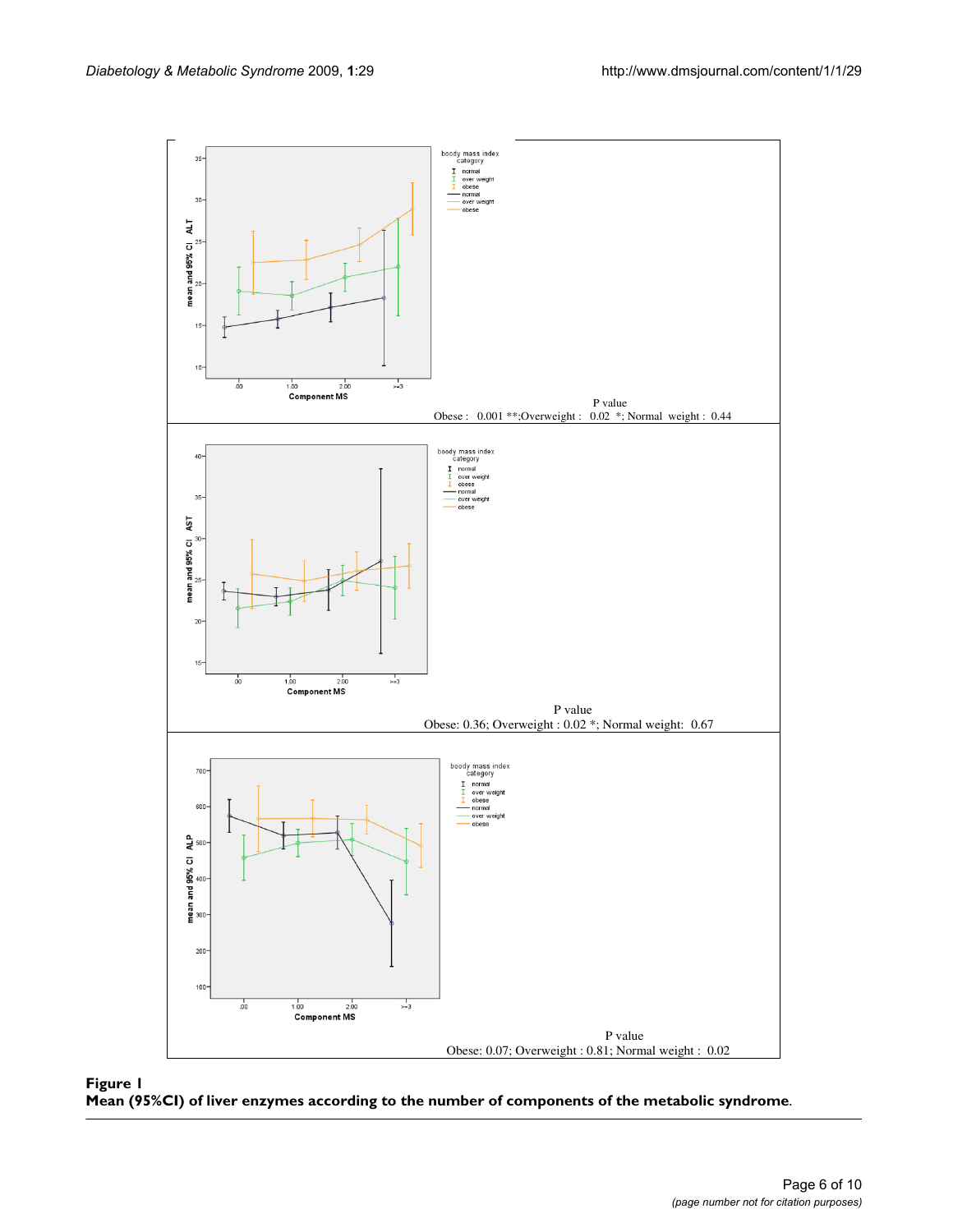P value
Obese : 0.001 **;Overweight : 0.02 *; Normal weight : 0.44

P value
Obese: 0.36; Overweight : 0.02 *; Normal weight: 0.67

P value
Obese: 0.07; Overweight : 0.81; Normal weight : 0.02

**Figure 1**
**Mean (95%CI) of liver enzymes according to the number of components of the metabolic syndrome.**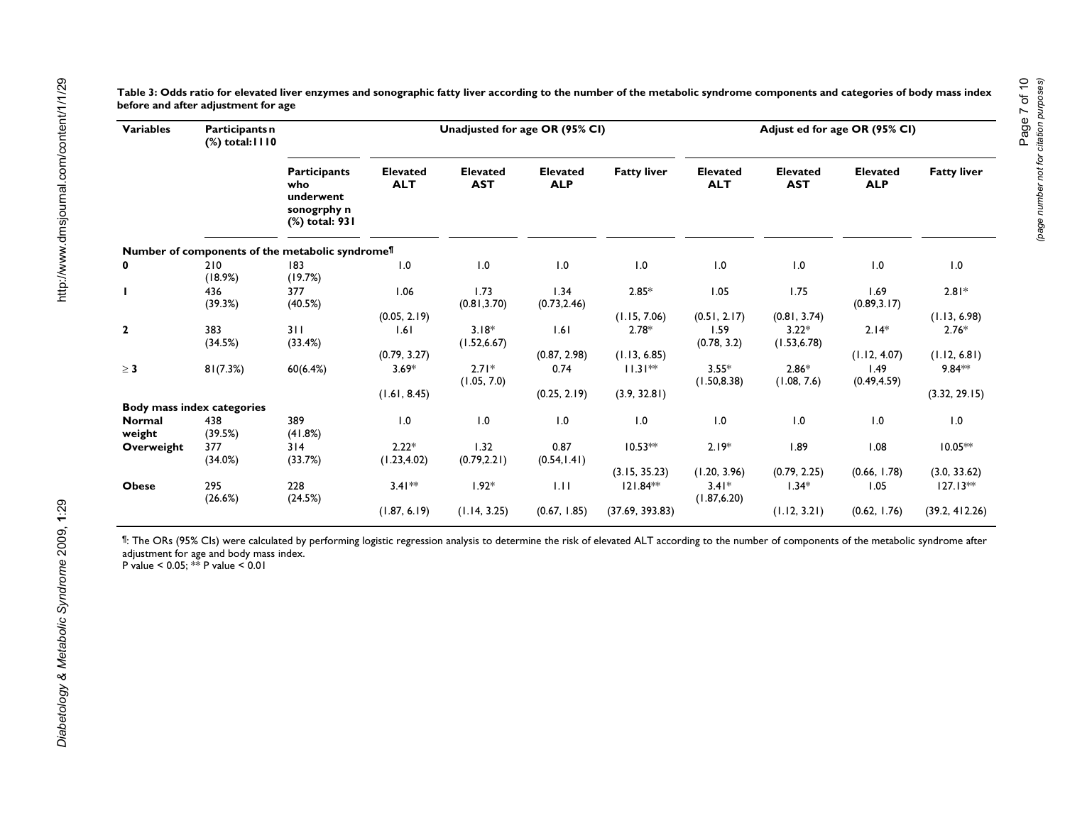**Table 3: Odds ratio for elevated liver enzymes and sonographic fatty liver according to the number of the metabolic syndrome components and categories of body mass index before and after adjustment for age**

| Variables | Participants n (%) total:1110 | | Unadjusted for age OR (95% CI) | | | | Adjust ed for age OR (95% CI) | | | |
|---|---|---|---|---|---|---|---|---|---|---|
| | | Participants who underwent sonogrphy n (%) total: 931 | Elevated ALT | Elevated AST | Elevated ALP | Fatty liver | Elevated ALT | Elevated AST | Elevated ALP | Fatty liver |
| **Number of components of the metabolic syndrome¶** | | | | | | | | | | |
| **0** | 210 (18.9%) | 183 (19.7%) | 1.0 | 1.0 | 1.0 | 1.0 | 1.0 | 1.0 | 1.0 | 1.0 |
| **1** | 436 (39.3%) | 377 (40.5%) | 1.06 (0.05, 2.19) | 1.73 (0.81,3.70) | 1.34 (0.73,2.46) | 2.85* (1.15, 7.06) | 1.05 (0.51, 2.17) | 1.75 (0.81, 3.74) | 1.69 (0.89,3.17) | 2.81* (1.13, 6.98) |
| **2** | 383 (34.5%) | 311 (33.4%) | 1.61 (0.79, 3.27) | 3.18* (1.52,6.67) | 1.61 (0.87, 2.98) | 2.78* (1.13, 6.85) | 1.59 (0.78, 3.2) | 3.22* (1.53,6.78) | 2.14* (1.12, 4.07) | 2.76* (1.12, 6.81) |
| **≥ 3** | 81(7.3%) | 60(6.4%) | 3.69* (1.61, 8.45) | 2.71* (1.05, 7.0) | 0.74 (0.25, 2.19) | 11.31** (3.9, 32.81) | 3.55* (1.50,8.38) | 2.86* (1.08, 7.6) | 1.49 (0.49,4.59) | 9.84** (3.32, 29.15) |
| **Body mass index categories** | | | | | | | | | | |
| **Normal weight** | 438 (39.5%) | 389 (41.8%) | 1.0 | 1.0 | 1.0 | 1.0 | 1.0 | 1.0 | 1.0 | 1.0 |
| **Overweight** | 377 (34.0%) | 314 (33.7%) | 2.22* (1.23,4.02) | 1.32 (0.79,2.21) | 0.87 (0.54,1.41) | 10.53** (3.15, 35.23) | 2.19* (1.20, 3.96) | 1.89 (0.79, 2.25) | 1.08 (0.66, 1.78) | 10.05** (3.0, 33.62) |
| **Obese** | 295 (26.6%) | 228 (24.5%) | 3.41** (1.87, 6.19) | 1.92* (1.14, 3.25) | 1.11 (0.67, 1.85) | 121.84** (37.69, 393.83) | 3.41* (1.87,6.20) | 1.34* (1.12, 3.21) | 1.05 (0.62, 1.76) | 127.13** (39.2, 412.26) |

¶: The ORs (95% CIs) were calculated by performing logistic regression analysis to determine the risk of elevated ALT according to the number of components of the metabolic syndrome after adjustment for age and body mass index.
P value < 0.05; ** P value < 0.01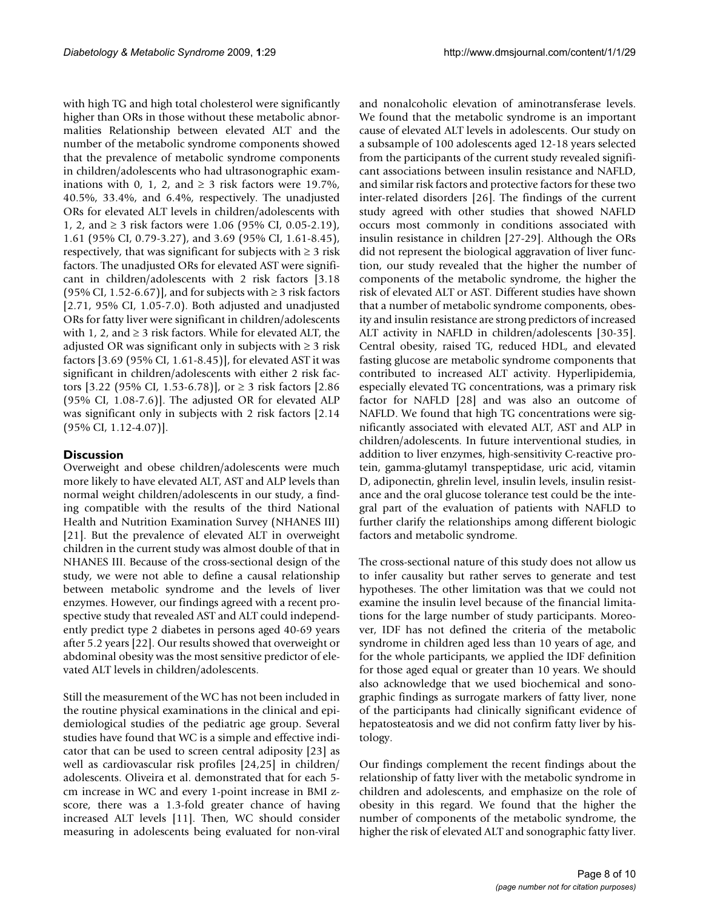with high TG and high total cholesterol were significantly higher than ORs in those without these metabolic abnormalities Relationship between elevated ALT and the number of the metabolic syndrome components showed that the prevalence of metabolic syndrome components in children/adolescents who had ultrasonographic examinations with 0, 1, 2, and ≥ 3 risk factors were 19.7%, 40.5%, 33.4%, and 6.4%, respectively. The unadjusted ORs for elevated ALT levels in children/adolescents with 1, 2, and ≥ 3 risk factors were 1.06 (95% CI, 0.05-2.19), 1.61 (95% CI, 0.79-3.27), and 3.69 (95% CI, 1.61-8.45), respectively, that was significant for subjects with ≥ 3 risk factors. The unadjusted ORs for elevated AST were significant in children/adolescents with 2 risk factors [3.18 (95% CI, 1.52-6.67)], and for subjects with ≥ 3 risk factors [2.71, 95% CI, 1.05-7.0). Both adjusted and unadjusted ORs for fatty liver were significant in children/adolescents with 1, 2, and ≥ 3 risk factors. While for elevated ALT, the adjusted OR was significant only in subjects with ≥ 3 risk factors [3.69 (95% CI, 1.61-8.45)], for elevated AST it was significant in children/adolescents with either 2 risk factors [3.22 (95% CI, 1.53-6.78)], or ≥ 3 risk factors [2.86 (95% CI, 1.08-7.6)]. The adjusted OR for elevated ALP was significant only in subjects with 2 risk factors [2.14 (95% CI, 1.12-4.07)].

## Discussion

Overweight and obese children/adolescents were much more likely to have elevated ALT, AST and ALP levels than normal weight children/adolescents in our study, a finding compatible with the results of the third National Health and Nutrition Examination Survey (NHANES III) [21]. But the prevalence of elevated ALT in overweight children in the current study was almost double of that in NHANES III. Because of the cross-sectional design of the study, we were not able to define a causal relationship between metabolic syndrome and the levels of liver enzymes. However, our findings agreed with a recent prospective study that revealed AST and ALT could independently predict type 2 diabetes in persons aged 40-69 years after 5.2 years [22]. Our results showed that overweight or abdominal obesity was the most sensitive predictor of elevated ALT levels in children/adolescents.

Still the measurement of the WC has not been included in the routine physical examinations in the clinical and epidemiological studies of the pediatric age group. Several studies have found that WC is a simple and effective indicator that can be used to screen central adiposity [23] as well as cardiovascular risk profiles [24,25] in children/adolescents. Oliveira et al. demonstrated that for each 5-cm increase in WC and every 1-point increase in BMI z-score, there was a 1.3-fold greater chance of having increased ALT levels [11]. Then, WC should consider measuring in adolescents being evaluated for non-viral and nonalcoholic elevation of aminotransferase levels. We found that the metabolic syndrome is an important cause of elevated ALT levels in adolescents. Our study on a subsample of 100 adolescents aged 12-18 years selected from the participants of the current study revealed significant associations between insulin resistance and NAFLD, and similar risk factors and protective factors for these two inter-related disorders [26]. The findings of the current study agreed with other studies that showed NAFLD occurs most commonly in conditions associated with insulin resistance in children [27-29]. Although the ORs did not represent the biological aggravation of liver function, our study revealed that the higher the number of components of the metabolic syndrome, the higher the risk of elevated ALT or AST. Different studies have shown that a number of metabolic syndrome components, obesity and insulin resistance are strong predictors of increased ALT activity in NAFLD in children/adolescents [30-35]. Central obesity, raised TG, reduced HDL, and elevated fasting glucose are metabolic syndrome components that contributed to increased ALT activity. Hyperlipidemia, especially elevated TG concentrations, was a primary risk factor for NAFLD [28] and was also an outcome of NAFLD. We found that high TG concentrations were significantly associated with elevated ALT, AST and ALP in children/adolescents. In future interventional studies, in addition to liver enzymes, high-sensitivity C-reactive protein, gamma-glutamyl transpeptidase, uric acid, vitamin D, adiponectin, ghrelin level, insulin levels, insulin resistance and the oral glucose tolerance test could be the integral part of the evaluation of patients with NAFLD to further clarify the relationships among different biologic factors and metabolic syndrome.

The cross-sectional nature of this study does not allow us to infer causality but rather serves to generate and test hypotheses. The other limitation was that we could not examine the insulin level because of the financial limitations for the large number of study participants. Moreover, IDF has not defined the criteria of the metabolic syndrome in children aged less than 10 years of age, and for the whole participants, we applied the IDF definition for those aged equal or greater than 10 years. We should also acknowledge that we used biochemical and sonographic findings as surrogate markers of fatty liver, none of the participants had clinically significant evidence of hepatosteatosis and we did not confirm fatty liver by histology.

Our findings complement the recent findings about the relationship of fatty liver with the metabolic syndrome in children and adolescents, and emphasize on the role of obesity in this regard. We found that the higher the number of components of the metabolic syndrome, the higher the risk of elevated ALT and sonographic fatty liver.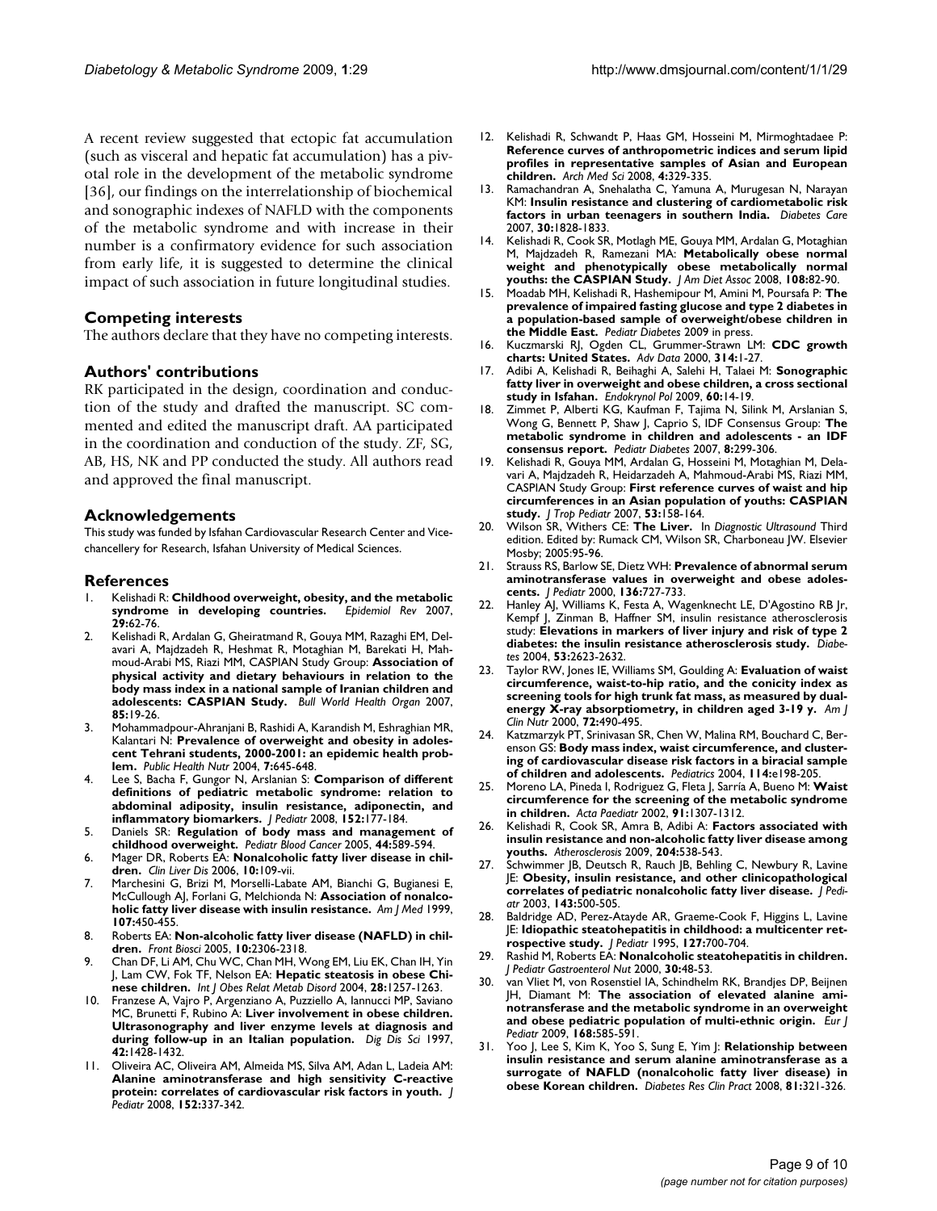A recent review suggested that ectopic fat accumulation (such as visceral and hepatic fat accumulation) has a pivotal role in the development of the metabolic syndrome [36], our findings on the interrelationship of biochemical and sonographic indexes of NAFLD with the components of the metabolic syndrome and with increase in their number is a confirmatory evidence for such association from early life, it is suggested to determine the clinical impact of such association in future longitudinal studies.

## Competing interests

The authors declare that they have no competing interests.

## Authors' contributions

RK participated in the design, coordination and conduction of the study and drafted the manuscript. SC commented and edited the manuscript draft. AA participated in the coordination and conduction of the study. ZF, SG, AB, HS, NK and PP conducted the study. All authors read and approved the final manuscript.

## Acknowledgements

This study was funded by Isfahan Cardiovascular Research Center and Vice-chancellery for Research, Isfahan University of Medical Sciences.

## References

1. Kelishadi R: **Childhood overweight, obesity, and the metabolic syndrome in developing countries.** *Epidemiol Rev* 2007, **29:**62-76.
2. Kelishadi R, Ardalan G, Gheiratmand R, Gouya MM, Razaghi EM, Delavari A, Majdzadeh R, Heshmat R, Motaghian M, Barekati H, Mahmoud-Arabi MS, Riazi MM, CASPIAN Study Group: **Association of physical activity and dietary behaviours in relation to the body mass index in a national sample of Iranian children and adolescents: CASPIAN Study.** *Bull World Health Organ* 2007, **85:**19-26.
3. Mohammadpour-Ahranjani B, Rashidi A, Karandish M, Eshraghian MR, Kalantari N: **Prevalence of overweight and obesity in adolescent Tehrani students, 2000-2001: an epidemic health problem.** *Public Health Nutr* 2004, **7:**645-648.
4. Lee S, Bacha F, Gungor N, Arslanian S: **Comparison of different definitions of pediatric metabolic syndrome: relation to abdominal adiposity, insulin resistance, adiponectin, and inflammatory biomarkers.** *J Pediatr* 2008, **152:**177-184.
5. Daniels SR: **Regulation of body mass and management of childhood overweight.** *Pediatr Blood Cancer* 2005, **44:**589-594.
6. Mager DR, Roberts EA: **Nonalcoholic fatty liver disease in children.** *Clin Liver Dis* 2006, **10:**109-vii.
7. Marchesini G, Brizi M, Morselli-Labate AM, Bianchi G, Bugianesi E, McCullough AJ, Forlani G, Melchionda N: **Association of nonalcoholic fatty liver disease with insulin resistance.** *Am J Med* 1999, **107:**450-455.
8. Roberts EA: **Non-alcoholic fatty liver disease (NAFLD) in children.** *Front Biosci* 2005, **10:**2306-2318.
9. Chan DF, Li AM, Chu WC, Chan MH, Wong EM, Liu EK, Chan IH, Yin J, Lam CW, Fok TF, Nelson EA: **Hepatic steatosis in obese Chinese children.** *Int J Obes Relat Metab Disord* 2004, **28:**1257-1263.
10. Franzese A, Vajro P, Argenziano A, Puzziello A, Iannucci MP, Saviano MC, Brunetti F, Rubino A: **Liver involvement in obese children. Ultrasonography and liver enzyme levels at diagnosis and during follow-up in an Italian population.** *Dig Dis Sci* 1997, **42:**1428-1432.
11. Oliveira AC, Oliveira AM, Almeida MS, Silva AM, Adan L, Ladeia AM: **Alanine aminotransferase and high sensitivity C-reactive protein: correlates of cardiovascular risk factors in youth.** *J Pediatr* 2008, **152:**337-342.
12. Kelishadi R, Schwandt P, Haas GM, Hosseini M, Mirmoghtadaee P: **Reference curves of anthropometric indices and serum lipid profiles in representative samples of Asian and European children.** *Arch Med Sci* 2008, **4:**329-335.
13. Ramachandran A, Snehalatha C, Yamuna A, Murugesan N, Narayan KM: **Insulin resistance and clustering of cardiometabolic risk factors in urban teenagers in southern India.** *Diabetes Care* 2007, **30:**1828-1833.
14. Kelishadi R, Cook SR, Motlagh ME, Gouya MM, Ardalan G, Motaghian M, Majdzadeh R, Ramezani MA: **Metabolically obese normal weight and phenotypically obese metabolically normal youths: the CASPIAN Study.** *J Am Diet Assoc* 2008, **108:**82-90.
15. Moadab MH, Kelishadi R, Hashemipour M, Amini M, Poursafa P: **The prevalence of impaired fasting glucose and type 2 diabetes in a population-based sample of overweight/obese children in the Middle East.** *Pediatr Diabetes* 2009 in press.
16. Kuczmarski RJ, Ogden CL, Grummer-Strawn LM: **CDC growth charts: United States.** *Adv Data* 2000, **314:**1-27.
17. Adibi A, Kelishadi R, Beihaghi A, Salehi H, Talaei M: **Sonographic fatty liver in overweight and obese children, a cross sectional study in Isfahan.** *Endokrynol Pol* 2009, **60:**14-19.
18. Zimmet P, Alberti KG, Kaufman F, Tajima N, Silink M, Arslanian S, Wong G, Bennett P, Shaw J, Caprio S, IDF Consensus Group: **The metabolic syndrome in children and adolescents - an IDF consensus report.** *Pediatr Diabetes* 2007, **8:**299-306.
19. Kelishadi R, Gouya MM, Ardalan G, Hosseini M, Motaghian M, Delavari A, Majdzadeh R, Heidarzadeh A, Mahmoud-Arabi MS, Riazi MM, CASPIAN Study Group: **First reference curves of waist and hip circumferences in an Asian population of youths: CASPIAN study.** *J Trop Pediatr* 2007, **53:**158-164.
20. Wilson SR, Withers CE: **The Liver.** In *Diagnostic Ultrasound* Third edition. Edited by: Rumack CM, Wilson SR, Charboneau JW. Elsevier Mosby; 2005:95-96.
21. Strauss RS, Barlow SE, Dietz WH: **Prevalence of abnormal serum aminotransferase values in overweight and obese adolescents.** *J Pediatr* 2000, **136:**727-733.
22. Hanley AJ, Williams K, Festa A, Wagenknecht LE, D'Agostino RB Jr, Kempf J, Zinman B, Haffner SM, insulin resistance atherosclerosis study: **Elevations in markers of liver injury and risk of type 2 diabetes: the insulin resistance atherosclerosis study.** *Diabetes* 2004, **53:**2623-2632.
23. Taylor RW, Jones IE, Williams SM, Goulding A: **Evaluation of waist circumference, waist-to-hip ratio, and the conicity index as screening tools for high trunk fat mass, as measured by dual-energy X-ray absorptiometry, in children aged 3-19 y.** *Am J Clin Nutr* 2000, **72:**490-495.
24. Katzmarzyk PT, Srinivasan SR, Chen W, Malina RM, Bouchard C, Berenson GS: **Body mass index, waist circumference, and clustering of cardiovascular disease risk factors in a biracial sample of children and adolescents.** *Pediatrics* 2004, **114:**e198-205.
25. Moreno LA, Pineda I, Rodriguez G, Fleta J, Sarría A, Bueno M: **Waist circumference for the screening of the metabolic syndrome in children.** *Acta Paediatr* 2002, **91:**1307-1312.
26. Kelishadi R, Cook SR, Amra B, Adibi A: **Factors associated with insulin resistance and non-alcoholic fatty liver disease among youths.** *Atherosclerosis* 2009, **204:**538-543.
27. Schwimmer JB, Deutsch R, Rauch JB, Behling C, Newbury R, Lavine JE: **Obesity, insulin resistance, and other clinicopathological correlates of pediatric nonalcoholic fatty liver disease.** *J Pediatr* 2003, **143:**500-505.
28. Baldridge AD, Perez-Atayde AR, Graeme-Cook F, Higgins L, Lavine JE: **Idiopathic steatohepatitis in childhood: a multicenter retrospective study.** *J Pediatr* 1995, **127:**700-704.
29. Rashid M, Roberts EA: **Nonalcoholic steatohepatitis in children.** *J Pediatr Gastroenterol Nut* 2000, **30:**48-53.
30. van Vliet M, von Rosenstiel IA, Schindhelm RK, Brandjes DP, Beijnen JH, Diamant M: **The association of elevated alanine aminotransferase and the metabolic syndrome in an overweight and obese pediatric population of multi-ethnic origin.** *Eur J Pediatr* 2009, **168:**585-591.
31. Yoo J, Lee S, Kim K, Yoo S, Sung E, Yim J: **Relationship between insulin resistance and serum alanine aminotransferase as a surrogate of NAFLD (nonalcoholic fatty liver disease) in obese Korean children.** *Diabetes Res Clin Pract* 2008, **81:**321-326.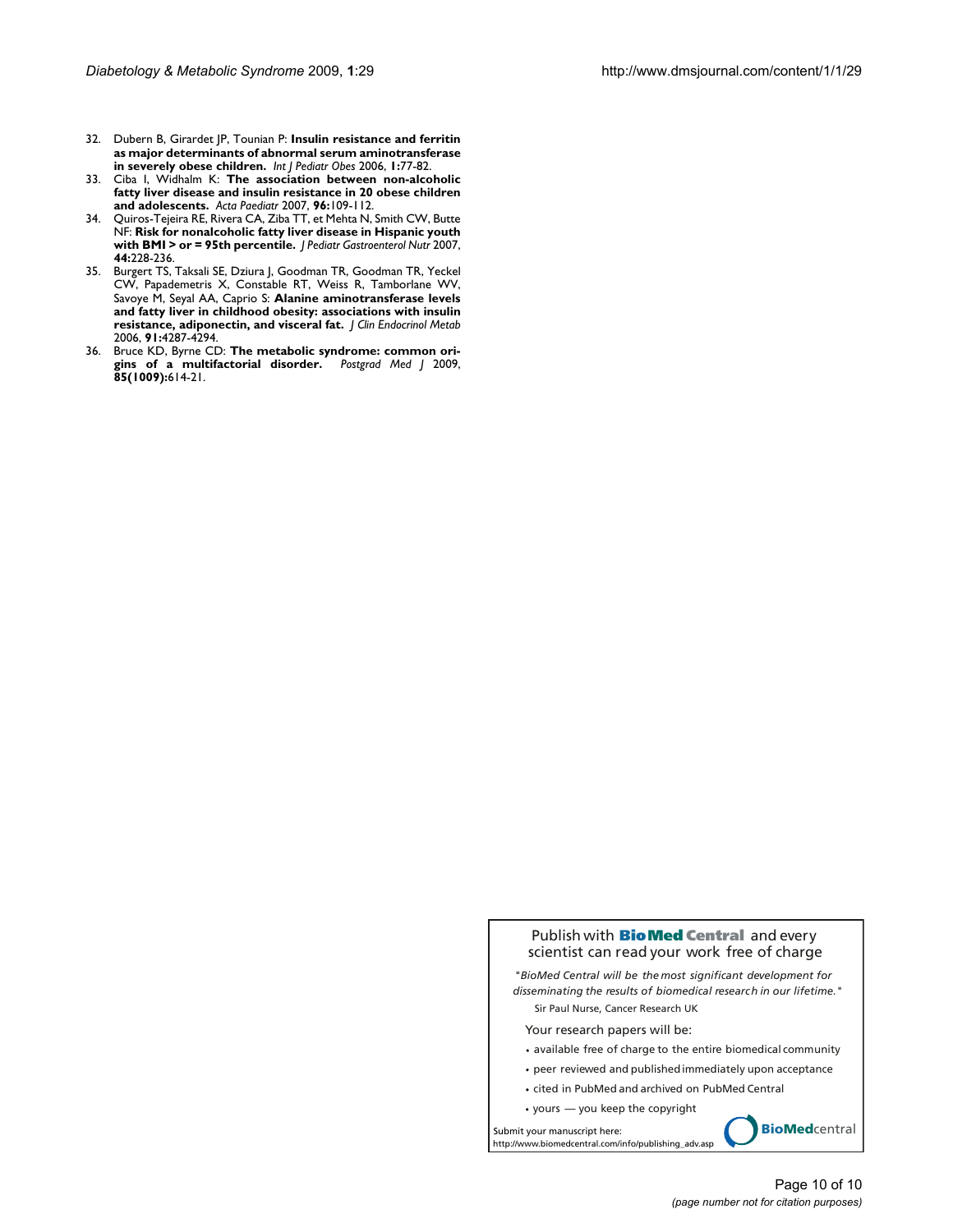32. Dubern B, Girardet JP, Tounian P: **Insulin resistance and ferritin as major determinants of abnormal serum aminotransferase in severely obese children.** *Int J Pediatr Obes* 2006, **1:**77-82.
33. Ciba I, Widhalm K: **The association between non-alcoholic fatty liver disease and insulin resistance in 20 obese children and adolescents.** *Acta Paediatr* 2007, **96:**109-112.
34. Quiros-Tejeira RE, Rivera CA, Ziba TT, et Mehta N, Smith CW, Butte NF: **Risk for nonalcoholic fatty liver disease in Hispanic youth with BMI > or = 95th percentile.** *J Pediatr Gastroenterol Nutr* 2007, **44:**228-236.
35. Burgert TS, Taksali SE, Dziura J, Goodman TR, Goodman TR, Yeckel CW, Papademetris X, Constable RT, Weiss R, Tamborlane WV, Savoye M, Seyal AA, Caprio S: **Alanine aminotransferase levels and fatty liver in childhood obesity: associations with insulin resistance, adiponectin, and visceral fat.** *J Clin Endocrinol Metab* 2006, **91:**4287-4294.
36. Bruce KD, Byrne CD: **The metabolic syndrome: common origins of a multifactorial disorder.** *Postgrad Med J* 2009, **85(1009):**614-21.

Publish with **BioMed Central** and every scientist can read your work free of charge

*"BioMed Central will be the most significant development for disseminating the results of biomedical research in our lifetime."*

Sir Paul Nurse, Cancer Research UK

Your research papers will be:

- available free of charge to the entire biomedical community
- peer reviewed and published immediately upon acceptance
- cited in PubMed and archived on PubMed Central
- yours — you keep the copyright

Submit your manuscript here:
http://www.biomedcentral.com/info/publishing_adv.asp

**BioMed**central